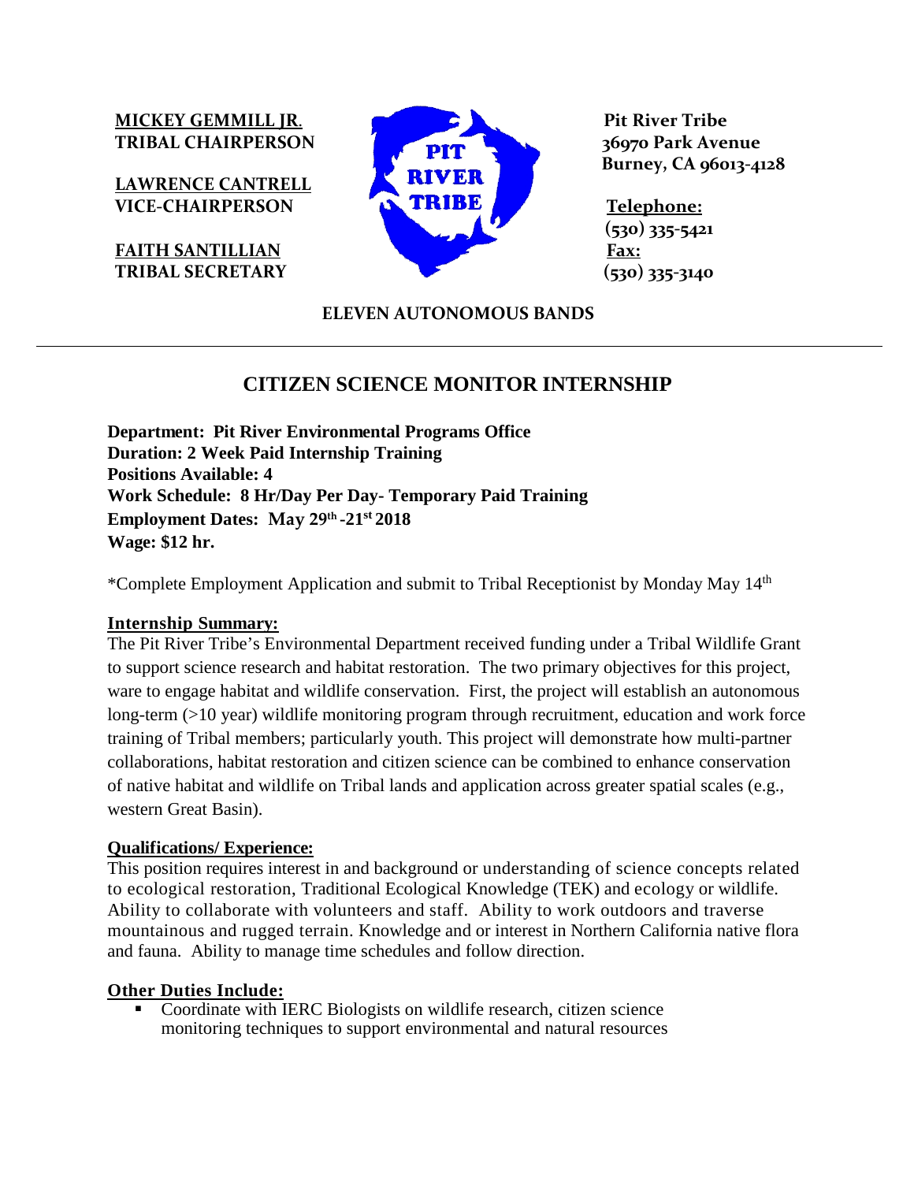**MICKEY GEMMILL JR.**
**TRIBAL CHAIRPERSON**

**LAWRENCE CANTRELL**
**VICE-CHAIRPERSON**

**FAITH SANTILLIAN**
**TRIBAL SECRETARY**

**Pit River Tribe**
**36970 Park Avenue**
**Burney, CA 96013-4128**

**Telephone:**
**(530) 335-5421**
**Fax:**
**(530) 335-3140**

**ELEVEN AUTONOMOUS BANDS**

---

# CITIZEN SCIENCE MONITOR INTERNSHIP

**Department: Pit River Environmental Programs Office**
**Duration: 2 Week Paid Internship Training**
**Positions Available: 4**
**Work Schedule: 8 Hr/Day Per Day- Temporary Paid Training**
**Employment Dates: May 29th -21st 2018**
**Wage: $12 hr.**

*Complete Employment Application and submit to Tribal Receptionist by Monday May 14th

## Internship Summary:

The Pit River Tribe's Environmental Department received funding under a Tribal Wildlife Grant to support science research and habitat restoration. The two primary objectives for this project, ware to engage habitat and wildlife conservation. First, the project will establish an autonomous long-term (>10 year) wildlife monitoring program through recruitment, education and work force training of Tribal members; particularly youth. This project will demonstrate how multi-partner collaborations, habitat restoration and citizen science can be combined to enhance conservation of native habitat and wildlife on Tribal lands and application across greater spatial scales (e.g., western Great Basin).

## Qualifications/ Experience:

This position requires interest in and background or understanding of science concepts related to ecological restoration, Traditional Ecological Knowledge (TEK) and ecology or wildlife. Ability to collaborate with volunteers and staff. Ability to work outdoors and traverse mountainous and rugged terrain. Knowledge and or interest in Northern California native flora and fauna. Ability to manage time schedules and follow direction.

## Other Duties Include:

- Coordinate with IERC Biologists on wildlife research, citizen science monitoring techniques to support environmental and natural resources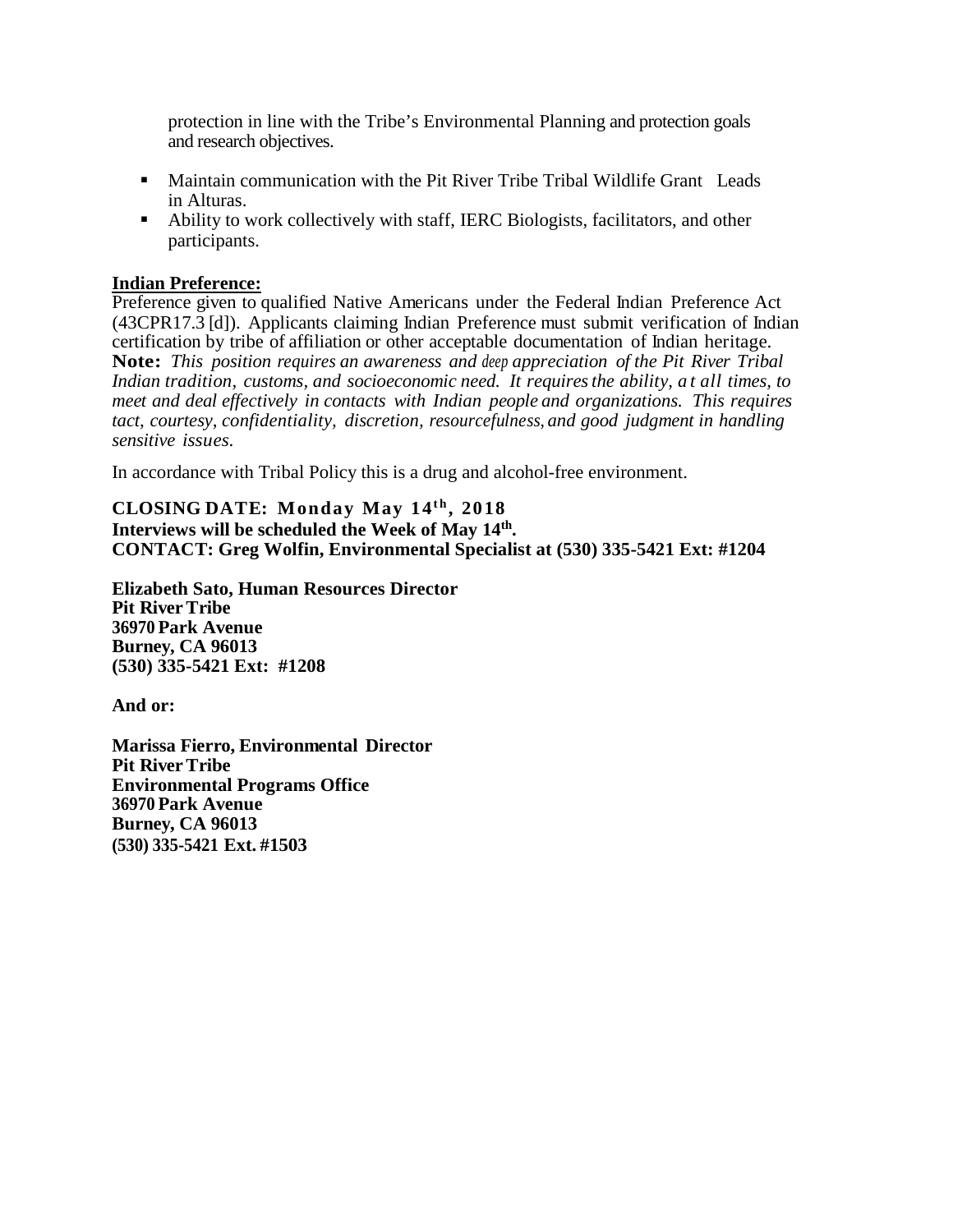protection in line with the Tribe's Environmental Planning and protection goals and research objectives.

- Maintain communication with the Pit River Tribe Tribal Wildlife Grant Leads in Alturas.
- Ability to work collectively with staff, IERC Biologists, facilitators, and other participants.

**Indian Preference:**

Preference given to qualified Native Americans under the Federal Indian Preference Act (43CPR17.3 [d]). Applicants claiming Indian Preference must submit verification of Indian certification by tribe of affiliation or other acceptable documentation of Indian heritage. **Note:** *This position requires an awareness and deep appreciation of the Pit River Tribal Indian tradition, customs, and socioeconomic need. It requires the ability, at all times, to meet and deal effectively in contacts with Indian people and organizations. This requires tact, courtesy, confidentiality, discretion, resourcefulness, and good judgment in handling sensitive issues.*

In accordance with Tribal Policy this is a drug and alcohol-free environment.

**CLOSING DATE: Monday May 14th, 2018**
**Interviews will be scheduled the Week of May 14th.**
**CONTACT: Greg Wolfin, Environmental Specialist at (530) 335-5421 Ext: #1204**

**Elizabeth Sato, Human Resources Director**
**Pit River Tribe**
**36970 Park Avenue**
**Burney, CA 96013**
**(530) 335-5421 Ext: #1208**

**And or:**

**Marissa Fierro, Environmental Director**
**Pit River Tribe**
**Environmental Programs Office**
**36970 Park Avenue**
**Burney, CA 96013**
**(530) 335-5421 Ext. #1503**